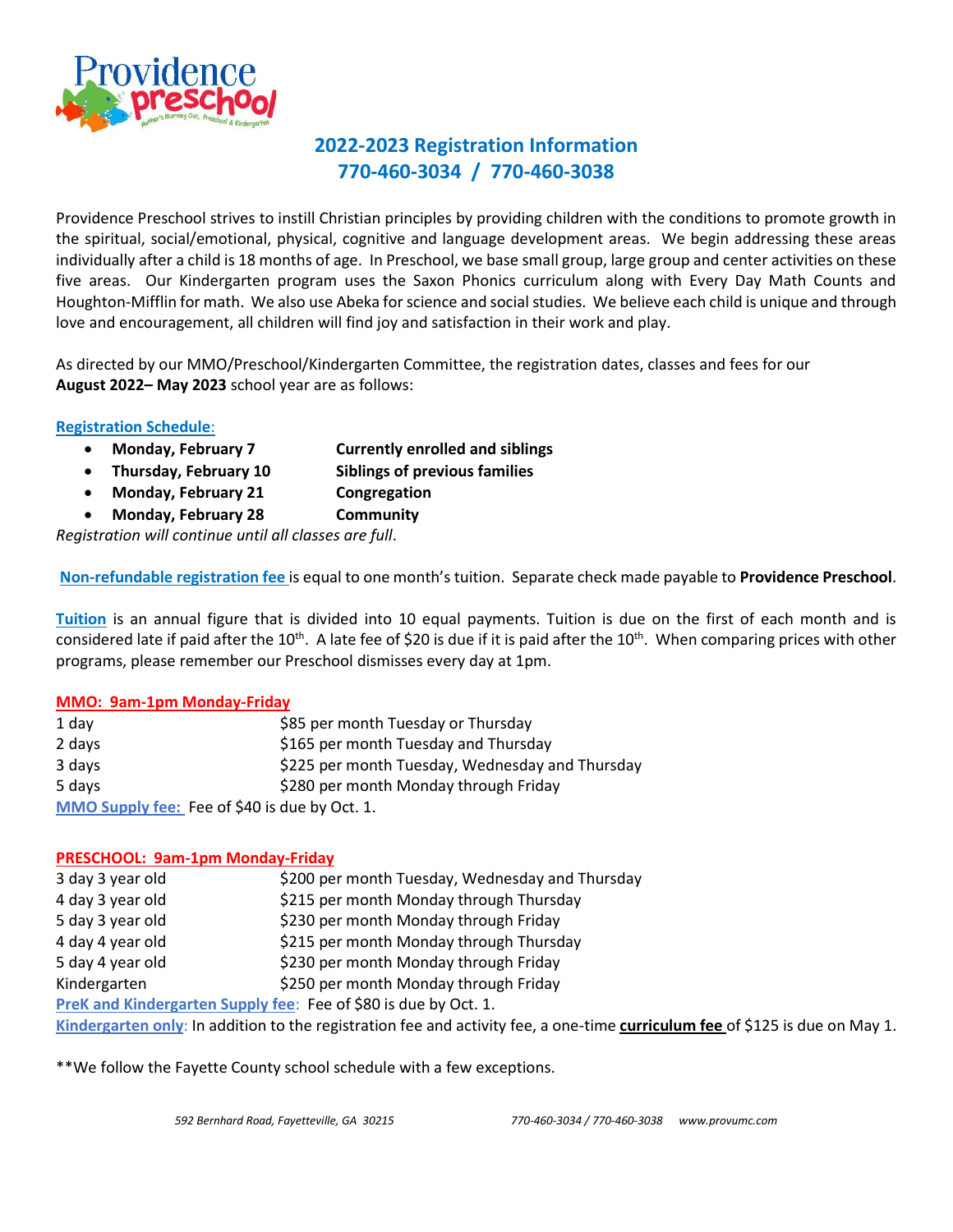# 2022-2023 Registration Information

## 770-460-3034 / 770-460-3038

Providence Preschool strives to instill Christian principles by providing children with the conditions to promote growth in the spiritual, social/emotional, physical, cognitive and language development areas. We begin addressing these areas individually after a child is 18 months of age. In Preschool, we base small group, large group and center activities on these five areas. Our Kindergarten program uses the Saxon Phonics curriculum along with Every Day Math Counts and Houghton-Mifflin for math. We also use Abeka for science and social studies. We believe each child is unique and through love and encouragement, all children will find joy and satisfaction in their work and play.

As directed by our MMO/Preschool/Kindergarten Committee, the registration dates, classes and fees for our **August 2022– May 2023** school year are as follows:

**Registration Schedule**:

- **Monday, February 7** — **Currently enrolled and siblings**
- **Thursday, February 10** — **Siblings of previous families**
- **Monday, February 21** — **Congregation**
- **Monday, February 28** — **Community**

*Registration will continue until all classes are full*.

**Non-refundable registration fee** is equal to one month's tuition. Separate check made payable to **Providence Preschool**.

**Tuition** is an annual figure that is divided into 10 equal payments. Tuition is due on the first of each month and is considered late if paid after the 10th. A late fee of $20 is due if it is paid after the 10th. When comparing prices with other programs, please remember our Preschool dismisses every day at 1pm.

**MMO: 9am-1pm Monday-Friday**

| | |
|---|---|
| 1 day | $85 per month Tuesday or Thursday |
| 2 days | $165 per month Tuesday and Thursday |
| 3 days | $225 per month Tuesday, Wednesday and Thursday |
| 5 days | $280 per month Monday through Friday |

**MMO Supply fee:** Fee of $40 is due by Oct. 1.

**PRESCHOOL: 9am-1pm Monday-Friday**

| | |
|---|---|
| 3 day 3 year old | $200 per month Tuesday, Wednesday and Thursday |
| 4 day 3 year old | $215 per month Monday through Thursday |
| 5 day 3 year old | $230 per month Monday through Friday |
| 4 day 4 year old | $215 per month Monday through Thursday |
| 5 day 4 year old | $230 per month Monday through Friday |
| Kindergarten | $250 per month Monday through Friday |

**PreK and Kindergarten Supply fee**: Fee of $80 is due by Oct. 1.

**Kindergarten only**: In addition to the registration fee and activity fee, a one-time **curriculum fee** of $125 is due on May 1.

**We follow the Fayette County school schedule with a few exceptions.

*592 Bernhard Road, Fayetteville, GA 30215 770-460-3034 / 770-460-3038 www.provumc.com*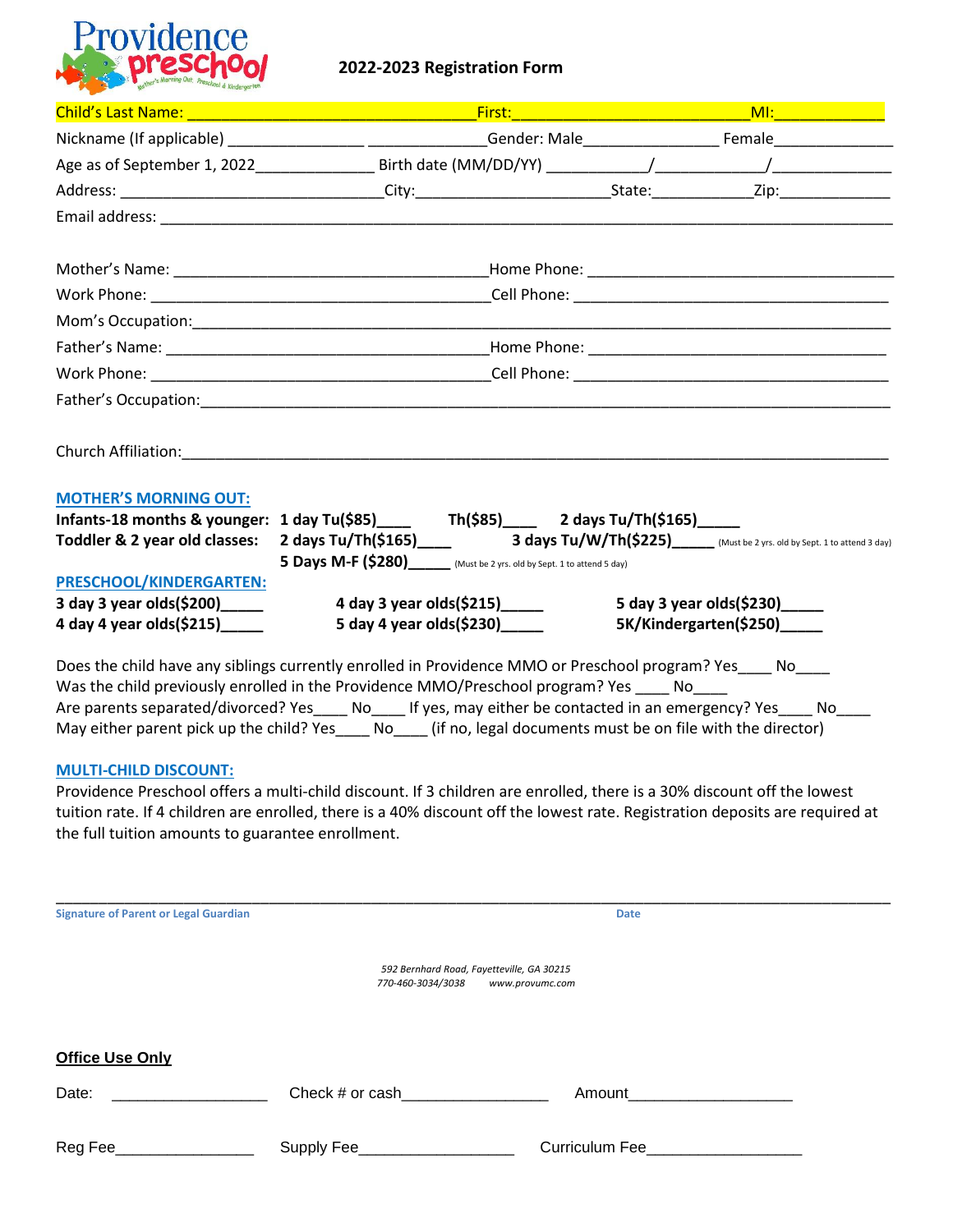Providence preschool
Mother's Morning Out, Preschool & Kindergarten

## 2022-2023 Registration Form

Child's Last Name: ________________________________ First: __________________________ MI: ___________

Nickname (If applicable) _______________ _____________ Gender: Male_______________ Female_____________

Age as of September 1, 2022_____________ Birth date (MM/DD/YY) ___________/____________/_____________

Address: ______________________________ City: _____________________ State: ___________ Zip: ____________

Email address: ______________________________________________________________________________

Mother's Name: ___________________________________ Home Phone: __________________________________

Work Phone: ______________________________________ Cell Phone: ___________________________________

Mom's Occupation: ____________________________________________________________________________

Father's Name: ____________________________________ Home Phone: _________________________________

Work Phone: ______________________________________ Cell Phone: ___________________________________

Father's Occupation: __________________________________________________________________________

Church Affiliation: ____________________________________________________________________________

### MOTHER'S MORNING OUT:

**Infants-18 months & younger:** **1 day Tu($85)____** **Th($85)____** **2 days Tu/Th($165)_____**

**Toddler & 2 year old classes:** **2 days Tu/Th($165)____** **3 days Tu/W/Th($225)_____** (Must be 2 yrs. old by Sept. 1 to attend 3 day)

**5 Days M-F ($280)_____** (Must be 2 yrs. old by Sept. 1 to attend 5 day)

### PRESCHOOL/KINDERGARTEN:

**3 day 3 year olds($200)_____** **4 day 3 year olds($215)_____** **5 day 3 year olds($230)_____**

**4 day 4 year olds($215)_____** **5 day 4 year olds($230)_____** **5K/Kindergarten($250)_____**

Does the child have any siblings currently enrolled in Providence MMO or Preschool program? Yes____ No____

Was the child previously enrolled in the Providence MMO/Preschool program? Yes ____ No____

Are parents separated/divorced? Yes____ No____ If yes, may either be contacted in an emergency? Yes____ No____

May either parent pick up the child? Yes____ No____ (if no, legal documents must be on file with the director)

### MULTI-CHILD DISCOUNT:

Providence Preschool offers a multi-child discount. If 3 children are enrolled, there is a 30% discount off the lowest tuition rate. If 4 children are enrolled, there is a 40% discount off the lowest rate. Registration deposits are required at the full tuition amounts to guarantee enrollment.

_____________________________________________________________________________________________

Signature of Parent or Legal Guardian Date

*592 Bernhard Road, Fayetteville, GA 30215*
*770-460-3034/3038 www.provumc.com*

**Office Use Only**

Date: _________________ Check # or cash________________ Amount__________________

Reg Fee_______________ Supply Fee_________________ Curriculum Fee_________________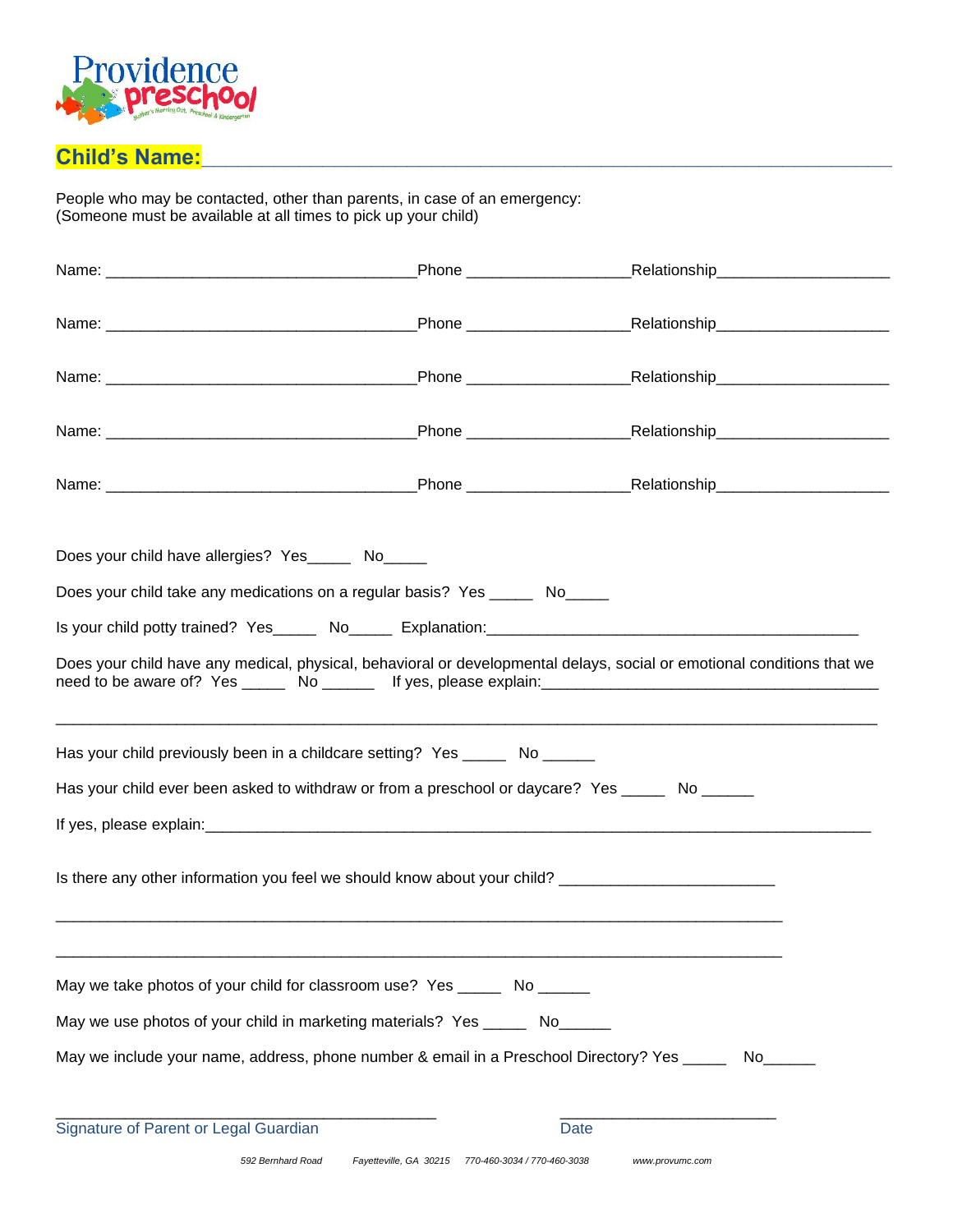Providence preschool

Mother's Morning Out, Preschool & Kindergarten

**Child's Name:**\_\_\_\_\_\_\_\_\_\_\_\_\_\_\_\_\_\_\_\_\_\_\_\_\_\_\_\_\_\_\_\_\_\_\_\_\_\_\_\_\_\_\_\_\_\_\_\_\_\_\_\_\_\_\_\_\_\_\_\_

People who may be contacted, other than parents, in case of an emergency:
(Someone must be available at all times to pick up your child)

Name: \_\_\_\_\_\_\_\_\_\_\_\_\_\_\_\_\_\_\_\_\_\_\_\_\_\_\_\_\_\_\_\_\_\_\_Phone \_\_\_\_\_\_\_\_\_\_\_\_\_\_\_\_\_\_Relationship\_\_\_\_\_\_\_\_\_\_\_\_\_\_\_\_\_\_\_

Name: \_\_\_\_\_\_\_\_\_\_\_\_\_\_\_\_\_\_\_\_\_\_\_\_\_\_\_\_\_\_\_\_\_\_\_Phone \_\_\_\_\_\_\_\_\_\_\_\_\_\_\_\_\_\_Relationship\_\_\_\_\_\_\_\_\_\_\_\_\_\_\_\_\_\_\_

Name: \_\_\_\_\_\_\_\_\_\_\_\_\_\_\_\_\_\_\_\_\_\_\_\_\_\_\_\_\_\_\_\_\_\_\_Phone \_\_\_\_\_\_\_\_\_\_\_\_\_\_\_\_\_\_Relationship\_\_\_\_\_\_\_\_\_\_\_\_\_\_\_\_\_\_\_

Name: \_\_\_\_\_\_\_\_\_\_\_\_\_\_\_\_\_\_\_\_\_\_\_\_\_\_\_\_\_\_\_\_\_\_\_Phone \_\_\_\_\_\_\_\_\_\_\_\_\_\_\_\_\_\_Relationship\_\_\_\_\_\_\_\_\_\_\_\_\_\_\_\_\_\_\_

Name: \_\_\_\_\_\_\_\_\_\_\_\_\_\_\_\_\_\_\_\_\_\_\_\_\_\_\_\_\_\_\_\_\_\_\_Phone \_\_\_\_\_\_\_\_\_\_\_\_\_\_\_\_\_\_Relationship\_\_\_\_\_\_\_\_\_\_\_\_\_\_\_\_\_\_\_

Does your child have allergies? Yes\_\_\_\_\_ No\_\_\_\_\_

Does your child take any medications on a regular basis? Yes \_\_\_\_\_ No\_\_\_\_\_

Is your child potty trained? Yes\_\_\_\_\_ No\_\_\_\_\_ Explanation:\_\_\_\_\_\_\_\_\_\_\_\_\_\_\_\_\_\_\_\_\_\_\_\_\_\_\_\_\_\_\_\_\_\_\_\_\_\_\_\_\_\_\_\_

Does your child have any medical, physical, behavioral or developmental delays, social or emotional conditions that we need to be aware of? Yes \_\_\_\_\_ No \_\_\_\_\_\_ If yes, please explain:\_\_\_\_\_\_\_\_\_\_\_\_\_\_\_\_\_\_\_\_\_\_\_\_\_\_\_\_\_\_\_\_\_\_\_\_\_\_\_\_

\_\_\_\_\_\_\_\_\_\_\_\_\_\_\_\_\_\_\_\_\_\_\_\_\_\_\_\_\_\_\_\_\_\_\_\_\_\_\_\_\_\_\_\_\_\_\_\_\_\_\_\_\_\_\_\_\_\_\_\_\_\_\_\_\_\_\_\_\_\_\_\_\_\_\_\_\_\_\_\_\_\_\_\_\_\_\_\_\_\_\_\_\_\_\_\_\_\_\_\_

Has your child previously been in a childcare setting? Yes \_\_\_\_\_ No \_\_\_\_\_\_

Has your child ever been asked to withdraw or from a preschool or daycare? Yes \_\_\_\_\_ No \_\_\_\_\_\_

If yes, please explain:\_\_\_\_\_\_\_\_\_\_\_\_\_\_\_\_\_\_\_\_\_\_\_\_\_\_\_\_\_\_\_\_\_\_\_\_\_\_\_\_\_\_\_\_\_\_\_\_\_\_\_\_\_\_\_\_\_\_\_\_\_\_\_\_\_\_\_\_\_\_\_\_\_\_\_\_\_\_\_

Is there any other information you feel we should know about your child? \_\_\_\_\_\_\_\_\_\_\_\_\_\_\_\_\_\_\_\_\_\_\_\_\_\_

\_\_\_\_\_\_\_\_\_\_\_\_\_\_\_\_\_\_\_\_\_\_\_\_\_\_\_\_\_\_\_\_\_\_\_\_\_\_\_\_\_\_\_\_\_\_\_\_\_\_\_\_\_\_\_\_\_\_\_\_\_\_\_\_\_\_\_\_\_\_\_\_\_\_\_\_\_\_\_\_\_\_\_\_\_\_\_\_\_\_\_\_\_

\_\_\_\_\_\_\_\_\_\_\_\_\_\_\_\_\_\_\_\_\_\_\_\_\_\_\_\_\_\_\_\_\_\_\_\_\_\_\_\_\_\_\_\_\_\_\_\_\_\_\_\_\_\_\_\_\_\_\_\_\_\_\_\_\_\_\_\_\_\_\_\_\_\_\_\_\_\_\_\_\_\_\_\_\_\_\_\_\_\_\_\_\_

May we take photos of your child for classroom use? Yes \_\_\_\_\_ No \_\_\_\_\_\_

May we use photos of your child in marketing materials? Yes \_\_\_\_\_ No\_\_\_\_\_\_

May we include your name, address, phone number & email in a Preschool Directory? Yes \_\_\_\_\_ No\_\_\_\_\_\_

\_\_\_\_\_\_\_\_\_\_\_\_\_\_\_\_\_\_\_\_\_\_\_\_\_\_\_\_\_\_\_\_\_\_\_\_\_\_\_\_\_\_\_\_\_ \_\_\_\_\_\_\_\_\_\_\_\_\_\_\_\_\_\_\_\_\_\_\_\_\_\_

Signature of Parent or Legal Guardian Date

*592 Bernhard Road Fayetteville, GA 30215 770-460-3034 / 770-460-3038 www.provumc.com*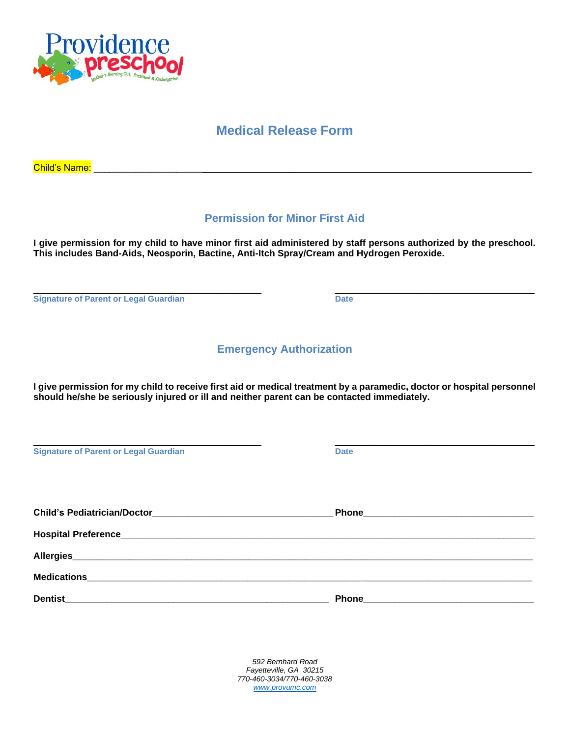Providence preschool

Mother's Morning Out, Preschool & Kindergarten

# Medical Release Form

Child's Name: ___________________________________________________________________________

## Permission for Minor First Aid

**I give permission for my child to have minor first aid administered by staff persons authorized by the preschool. This includes Band-Aids, Neosporin, Bactine, Anti-Itch Spray/Cream and Hydrogen Peroxide.**

_______________________________________ _______________________________________

**Signature of Parent or Legal Guardian** **Date**

## Emergency Authorization

**I give permission for my child to receive first aid or medical treatment by a paramedic, doctor or hospital personnel should he/she be seriously injured or ill and neither parent can be contacted immediately.**

_______________________________________ _______________________________________

**Signature of Parent or Legal Guardian** **Date**

**Child's Pediatrician/Doctor**__________________________________ **Phone**______________________________

**Hospital Preference**______________________________________________________________________________

**Allergies**_______________________________________________________________________________________

**Medications**____________________________________________________________________________________

**Dentist**_________________________________________________ **Phone**______________________________

*592 Bernhard Road*
*Fayetteville, GA 30215*
*770-460-3034/770-460-3038*
*www.provumc.com*